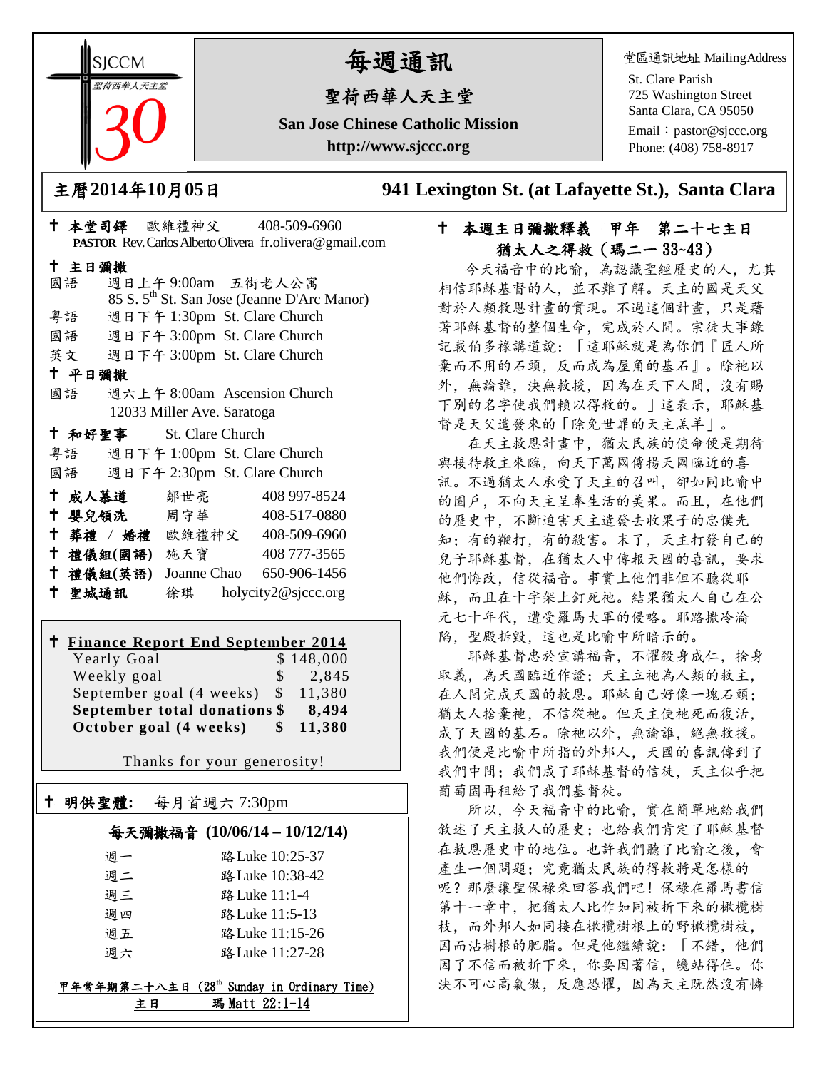SJCCM 聖荷西華人天主堂 30

# 每週通訊

## 聖荷西華人天主堂

**San Jose Chinese Catholic Mission**

**http://www.sjccc.org**

堂區通訊地址 MailingAddress

St. Clare Parish
725 Washington Street
Santa Clara, CA 95050
Email：pastor@sjccc.org
Phone: (408) 758-8917

## 主曆2014年10月05日 941 Lexington St. (at Lafayette St.), Santa Clara

**✝ 本堂司鐸** 歐維禮神父 408-509-6960
**PASTOR** Rev. Carlos Alberto Olivera fr.olivera@gmail.com

**✝ 主日彌撒**

國語 週日上午 9:00am 五街老人公寓
85 S. 5th St. San Jose (Jeanne D'Arc Manor)
粵語 週日下午 1:30pm St. Clare Church
國語 週日下午 3:00pm St. Clare Church
英文 週日下午 3:00pm St. Clare Church

**✝ 平日彌撒**

國語 週六上午 8:00am Ascension Church
12033 Miller Ave. Saratoga

**✝ 和好聖事** St. Clare Church

粵語 週日下午 1:00pm St. Clare Church
國語 週日下午 2:30pm St. Clare Church

**✝ 成人慕道** 鄒世亮 408 997-8524
**✝ 嬰兒領洗** 周守華 408-517-0880
**✝ 葬禮 / 婚禮** 歐維禮神父 408-509-6960
**✝ 禮儀組(國語)** 施天寶 408 777-3565
**✝ 禮儀組(英語)** Joanne Chao 650-906-1456
**✝ 聖城通訊** 徐琪 holycity2@sjccc.org

**✝ Finance Report End September 2014**

| | |
|---|---|
| Yearly Goal | $ 148,000 |
| Weekly goal | $ 2,845 |
| September goal (4 weeks) | $ 11,380 |
| **September total donations** | **$ 8,494** |
| **October goal (4 weeks)** | **$ 11,380** |

Thanks for your generosity!

**✝ 明供聖體:** 每月首週六 7:30pm

**每天彌撒福音 (10/06/14 – 10/12/14)**

| | |
|---|---|
| 週一 | 路Luke 10:25-37 |
| 週二 | 路Luke 10:38-42 |
| 週三 | 路Luke 11:1-4 |
| 週四 | 路Luke 11:5-13 |
| 週五 | 路Luke 11:15-26 |
| 週六 | 路Luke 11:27-28 |

甲年常年期第二十八主日 (28th Sunday in Ordinary Time)
主日 瑪 Matt 22:1-14

## ✝ 本週主日彌撒釋義 甲年 第二十七主日 猶太人之得救（瑪二一 33~43）

今天福音中的比喻，為認識聖經歷史的人，尤其相信耶穌基督的人，並不難了解。天主的國是天父對於人類救恩計畫的實現。不過這個計畫，只是藉著耶穌基督的整個生命，完成於人間。宗徒大事錄記載伯多祿講道說：「這耶穌就是為你們『匠人所棄而不用的石頭，反而成為屋角的基石』。除祂以外，無論誰，決無救援，因為在天下人間，沒有賜下別的名字使我們賴以得救的。」這表示，耶穌基督是天父遣發來的「除免世罪的天主羔羊」。

在天主救恩計畫中，猶太民族的使命便是期待與接待救主來臨，向天下萬國傳揚天國臨近的喜訊。不過猶太人承受了天主的召叫，卻如同比喻中的園戶，不向天主呈奉生活的美果。而且，在他們的歷史中，不斷迫害天主遣發去收果子的忠僕先知；有的鞭打，有的殺害。末了，天主打發自己的兒子耶穌基督，在猶太人中傳報天國的喜訊，要求他們悔改，信從福音。事實上他們非但不聽從耶穌，而且在十字架上釘死祂。結果猶太人自己在公元七十年代，遭受羅馬大軍的侵略。耶路撒冷淪陷，聖殿拆毀，這也是比喻中所暗示的。

耶穌基督忠於宣講福音，不懼殺身成仁，捨身取義，為天國臨近作證；天主立祂為人類的救主，在人間完成天國的救恩。耶穌自己好像一塊石頭；猶太人捨棄祂，不信從祂。但天主使祂死而復活，成了天國的基石。除祂以外，無論誰，絕無救援。我們便是比喻中所指的外邦人，天國的喜訊傳到了我們中間；我們成了耶穌基督的信徒，天主似乎把葡萄園再租給了我們基督徒。

所以，今天福音中的比喻，實在簡單地給我們敘述了天主救人的歷史；也給我們肯定了耶穌基督在救恩歷史中的地位。也許我們聽了比喻之後，會產生一個問題；究竟猶太民族的得救將是怎樣的呢？那麼讓聖保祿來回答我們吧！保祿在羅馬書信第十一章中，把猶太人比作如同被折下來的橄欖樹枝，而外邦人如同接在橄欖樹根上的野橄欖樹枝，因而沾樹根的肥脂。但是他繼續說：「不錯，他們因了不信而被折下來，你要因著信，纔站得住。你決不可心高氣傲，反應恐懼，因為天主既然沒有憐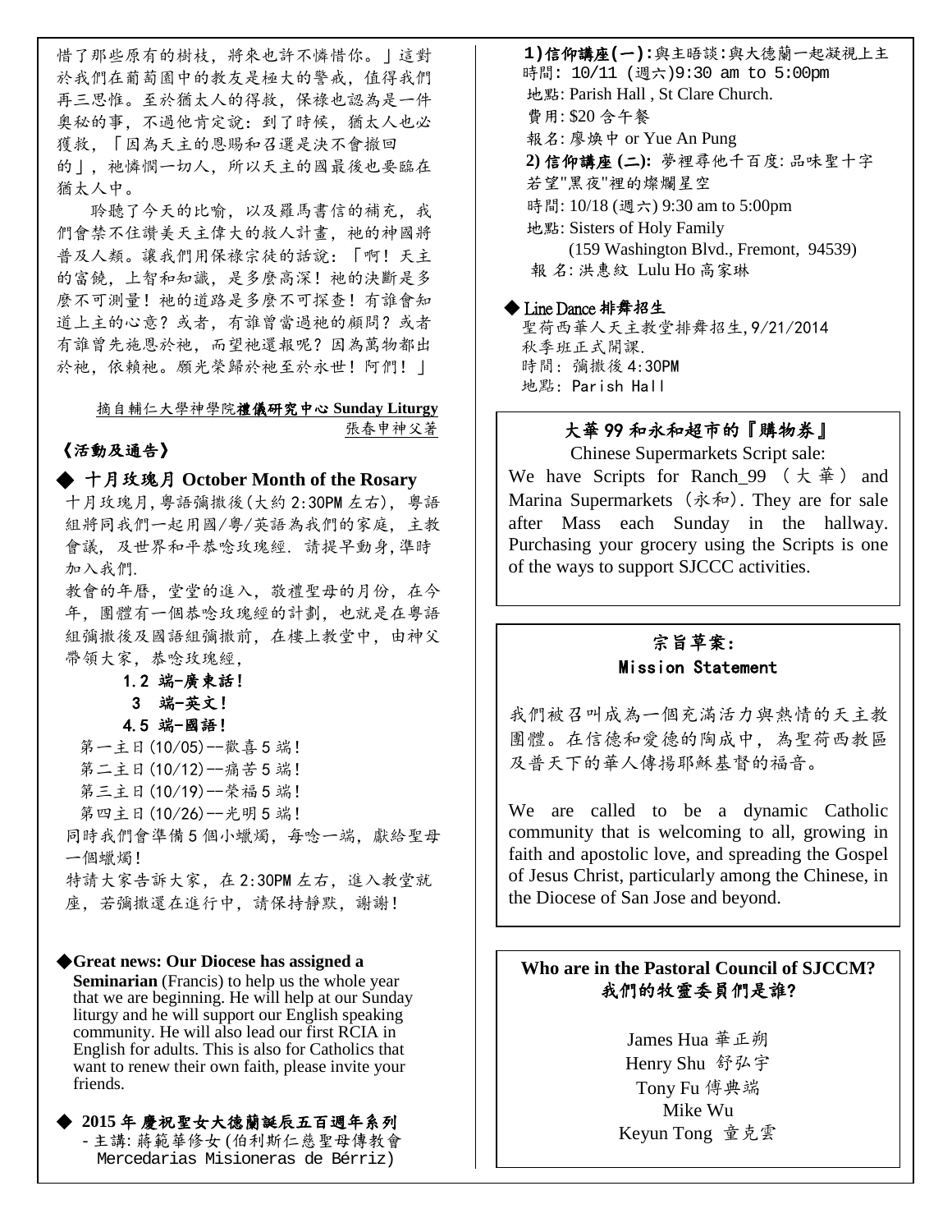惜了那些原有的樹枝，將來也許不憐惜你。」這對於我們在葡萄園中的教友是極大的警戒，值得我們再三思惟。至於猶太人的得救，保祿也認為是一件奧秘的事，不過他肯定說：到了時候，猶太人也必獲救，「因為天主的恩賜和召選是決不會撤回的」，祂憐憫一切人，所以天主的國最後也要臨在猶太人中。

聆聽了今天的比喻，以及羅馬書信的補充，我們會禁不住讚美天主偉大的救人計畫，祂的神國將普及人類。讓我們用保祿宗徒的話說：「啊！天主的富饒，上智和知識，是多麼高深！祂的決斷是多麼不可測量！祂的道路是多麼不可探查！有誰會知道上主的心意？或者，有誰曾當過祂的顧問？或者有誰曾先施恩於祂，而望祂還報呢？因為萬物都出於祂，依賴祂。願光榮歸於祂至於永世！阿們！」

摘自輔仁大學神學院**禮儀研究中心 Sunday Liturgy**
張春申神父著

## 《活動及通告》

### ◆ 十月玫瑰月 October Month of the Rosary

十月玫瑰月,粵語彌撒後(大約 2:30PM 左右)，粵語組將同我們一起用國/粵/英語為我們的家庭，主教會議，及世界和平恭唸玫瑰經．請提早動身,準時加入我們.

教會的年曆，堂堂的進入，敬禮聖母的月份，在今年，團體有一個恭唸玫瑰經的計劃，也就是在粵語組彌撒後及國語組彌撒前，在樓上教堂中，由神父帶領大家，恭唸玫瑰經，

**1.2 端-廣東話！**
**3 端-英文！**
**4.5 端-國語！**

第一主日(10/05)--歡喜 5 端！
第二主日(10/12)--痛苦 5 端！
第三主日(10/19)--榮福 5 端！
第四主日(10/26)--光明 5 端！

同時我們會準備 5 個小蠟燭，每唸一端，獻給聖母一個蠟燭！

特請大家告訴大家，在 2:30PM 左右，進入教堂就座，若彌撒還在進行中，請保持靜默，謝謝！

◆**Great news: Our Diocese has assigned a Seminarian** (Francis) to help us the whole year that we are beginning. He will help at our Sunday liturgy and he will support our English speaking community. He will also lead our first RCIA in English for adults. This is also for Catholics that want to renew their own faith, please invite your friends.

### ◆ 2015 年 慶祝聖女大德蘭誕辰五百週年系列

- 主講: 蔣範華修女(伯利斯仁慈聖母傳教會 Mercedarias Misioneras de Bérriz)

**1)信仰講座(一):**與主晤談:與大德蘭一起凝視上主
時間: 10/11 (週六)9:30 am to 5:00pm
地點: Parish Hall , St Clare Church.
費用: $20 含午餐
報名: 廖煥中 or Yue An Pung

**2) 信仰講座 (二):** 夢裡尋他千百度: 品味聖十字若望"黑夜"裡的燦爛星空
時間: 10/18 (週六) 9:30 am to 5:00pm
地點: Sisters of Holy Family
(159 Washington Blvd., Fremont, 94539)
報 名: 洪惠紋 Lulu Ho 高家琳

### ◆ Line Dance 排舞招生

聖荷西華人天主教堂排舞招生,9/21/2014 秋季班正式開課.
時間: 彌撒後 4:30PM
地點: Parish Hall

### 大華 99 和永和超市的『購物券』

Chinese Supermarkets Script sale:
We have Scripts for Ranch_99 (大華) and Marina Supermarkets (永和). They are for sale after Mass each Sunday in the hallway. Purchasing your grocery using the Scripts is one of the ways to support SJCCC activities.

### 宗旨草案:
### Mission Statement

我們被召叫成為一個充滿活力與熱情的天主教團體。在信德和愛德的陶成中，為聖荷西教區及普天下的華人傳揚耶穌基督的福音。

We are called to be a dynamic Catholic community that is welcoming to all, growing in faith and apostolic love, and spreading the Gospel of Jesus Christ, particularly among the Chinese, in the Diocese of San Jose and beyond.

### Who are in the Pastoral Council of SJCCM?
### 我們的牧靈委員們是誰?

James Hua 華正朔
Henry Shu 舒弘宇
Tony Fu 傅典端
Mike Wu
Keyun Tong 童克雲